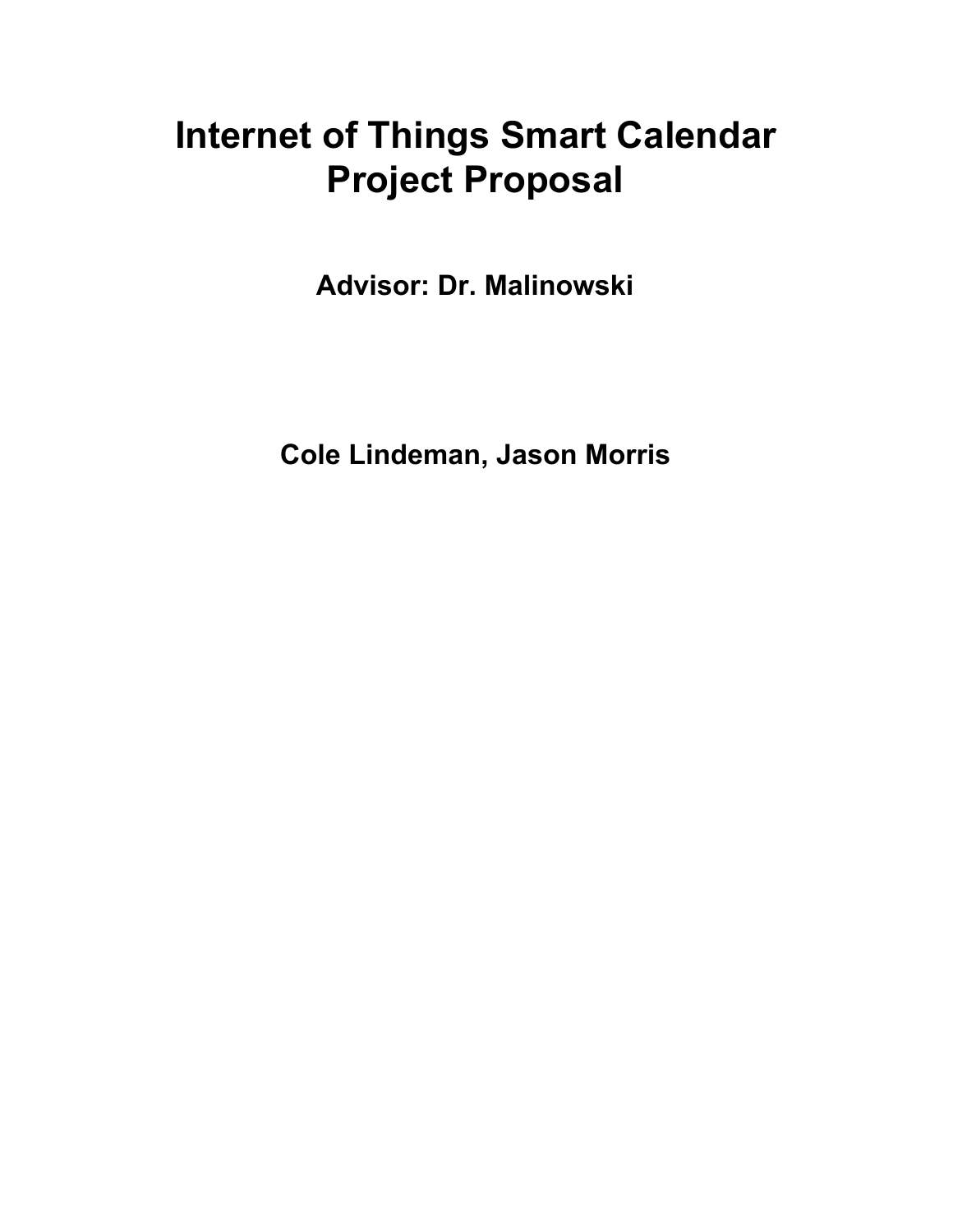# Internet of Things Smart Calendar Project Proposal

**Advisor: Dr. Malinowski**

**Cole Lindeman, Jason Morris**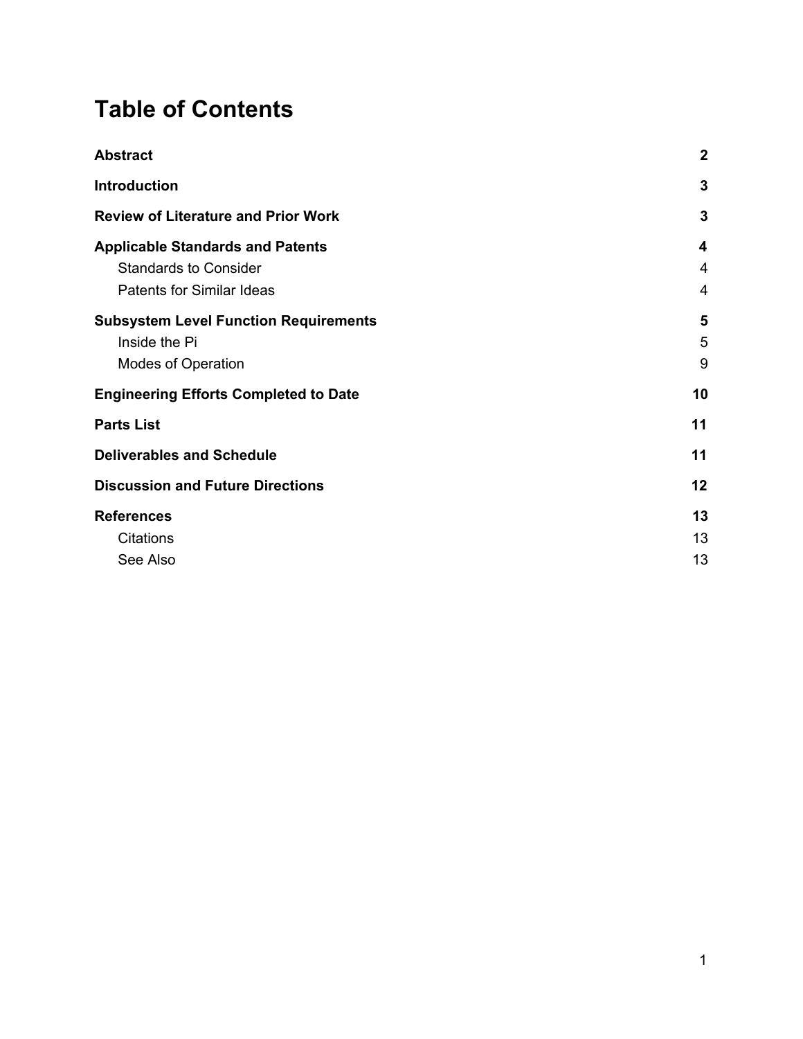# Table of Contents

| | |
|---|---|
| **Abstract** | **2** |
| **Introduction** | **3** |
| **Review of Literature and Prior Work** | **3** |
| **Applicable Standards and Patents** | **4** |
| Standards to Consider | 4 |
| Patents for Similar Ideas | 4 |
| **Subsystem Level Function Requirements** | **5** |
| Inside the Pi | 5 |
| Modes of Operation | 9 |
| **Engineering Efforts Completed to Date** | **10** |
| **Parts List** | **11** |
| **Deliverables and Schedule** | **11** |
| **Discussion and Future Directions** | **12** |
| **References** | **13** |
| Citations | 13 |
| See Also | 13 |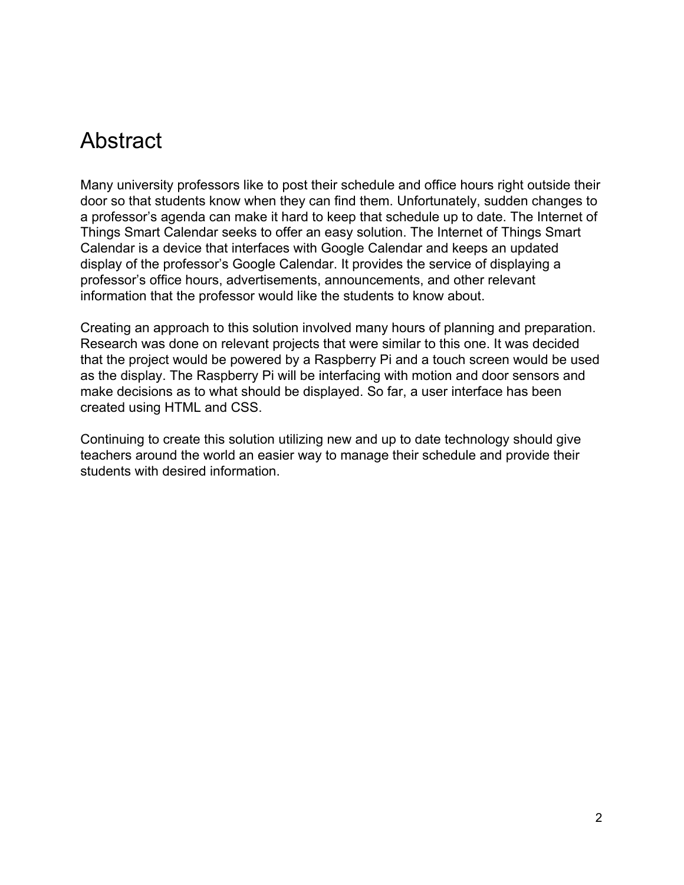# Abstract

Many university professors like to post their schedule and office hours right outside their door so that students know when they can find them. Unfortunately, sudden changes to a professor's agenda can make it hard to keep that schedule up to date. The Internet of Things Smart Calendar seeks to offer an easy solution. The Internet of Things Smart Calendar is a device that interfaces with Google Calendar and keeps an updated display of the professor's Google Calendar. It provides the service of displaying a professor's office hours, advertisements, announcements, and other relevant information that the professor would like the students to know about.

Creating an approach to this solution involved many hours of planning and preparation. Research was done on relevant projects that were similar to this one. It was decided that the project would be powered by a Raspberry Pi and a touch screen would be used as the display. The Raspberry Pi will be interfacing with motion and door sensors and make decisions as to what should be displayed. So far, a user interface has been created using HTML and CSS.

Continuing to create this solution utilizing new and up to date technology should give teachers around the world an easier way to manage their schedule and provide their students with desired information.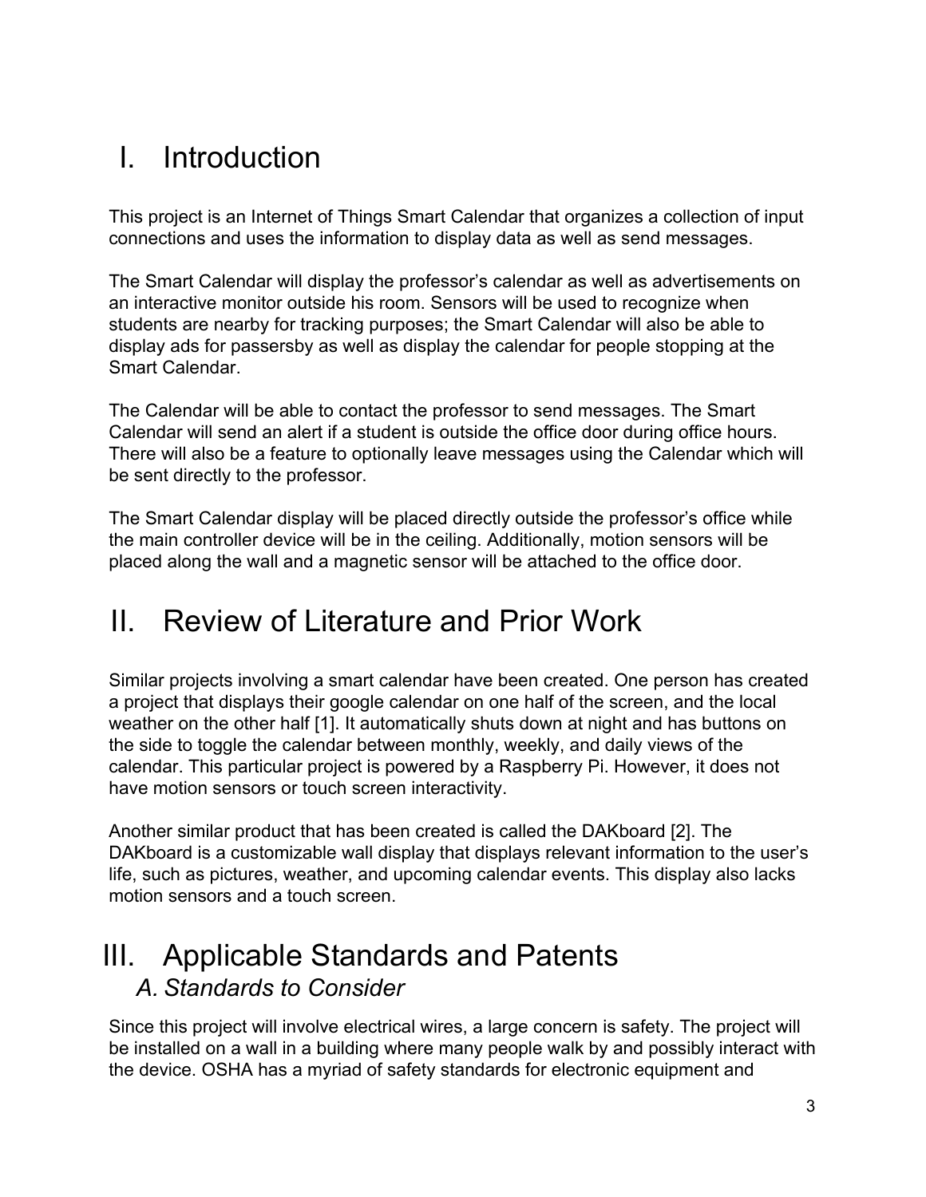# I. Introduction

This project is an Internet of Things Smart Calendar that organizes a collection of input connections and uses the information to display data as well as send messages.

The Smart Calendar will display the professor's calendar as well as advertisements on an interactive monitor outside his room. Sensors will be used to recognize when students are nearby for tracking purposes; the Smart Calendar will also be able to display ads for passersby as well as display the calendar for people stopping at the Smart Calendar.

The Calendar will be able to contact the professor to send messages. The Smart Calendar will send an alert if a student is outside the office door during office hours. There will also be a feature to optionally leave messages using the Calendar which will be sent directly to the professor.

The Smart Calendar display will be placed directly outside the professor's office while the main controller device will be in the ceiling. Additionally, motion sensors will be placed along the wall and a magnetic sensor will be attached to the office door.

# II. Review of Literature and Prior Work

Similar projects involving a smart calendar have been created. One person has created a project that displays their google calendar on one half of the screen, and the local weather on the other half [1]. It automatically shuts down at night and has buttons on the side to toggle the calendar between monthly, weekly, and daily views of the calendar. This particular project is powered by a Raspberry Pi. However, it does not have motion sensors or touch screen interactivity.

Another similar product that has been created is called the DAKboard [2]. The DAKboard is a customizable wall display that displays relevant information to the user's life, such as pictures, weather, and upcoming calendar events. This display also lacks motion sensors and a touch screen.

# III. Applicable Standards and Patents

## *A. Standards to Consider*

Since this project will involve electrical wires, a large concern is safety. The project will be installed on a wall in a building where many people walk by and possibly interact with the device. OSHA has a myriad of safety standards for electronic equipment and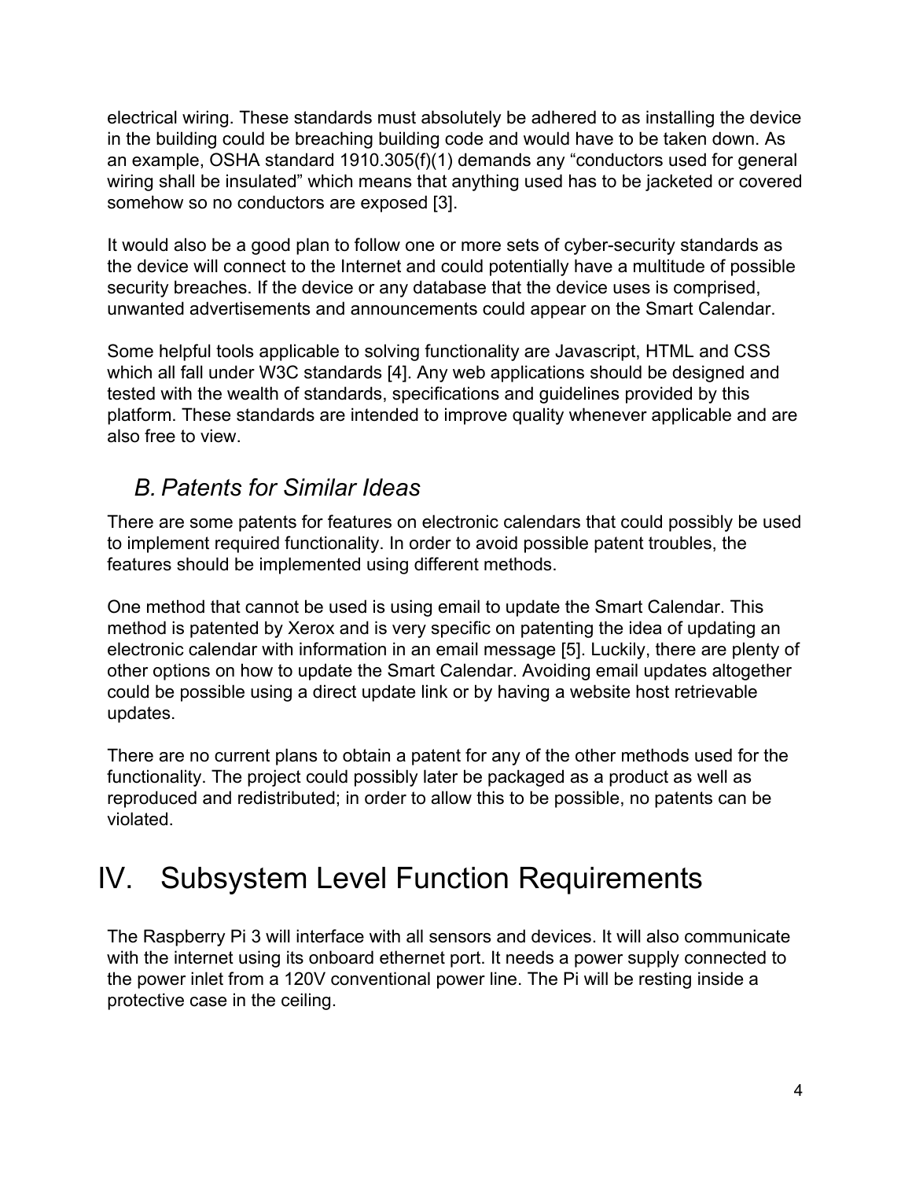electrical wiring. These standards must absolutely be adhered to as installing the device in the building could be breaching building code and would have to be taken down. As an example, OSHA standard 1910.305(f)(1) demands any "conductors used for general wiring shall be insulated" which means that anything used has to be jacketed or covered somehow so no conductors are exposed [3].

It would also be a good plan to follow one or more sets of cyber-security standards as the device will connect to the Internet and could potentially have a multitude of possible security breaches. If the device or any database that the device uses is comprised, unwanted advertisements and announcements could appear on the Smart Calendar.

Some helpful tools applicable to solving functionality are Javascript, HTML and CSS which all fall under W3C standards [4]. Any web applications should be designed and tested with the wealth of standards, specifications and guidelines provided by this platform. These standards are intended to improve quality whenever applicable and are also free to view.

### *B. Patents for Similar Ideas*

There are some patents for features on electronic calendars that could possibly be used to implement required functionality. In order to avoid possible patent troubles, the features should be implemented using different methods.

One method that cannot be used is using email to update the Smart Calendar. This method is patented by Xerox and is very specific on patenting the idea of updating an electronic calendar with information in an email message [5]. Luckily, there are plenty of other options on how to update the Smart Calendar. Avoiding email updates altogether could be possible using a direct update link or by having a website host retrievable updates.

There are no current plans to obtain a patent for any of the other methods used for the functionality. The project could possibly later be packaged as a product as well as reproduced and redistributed; in order to allow this to be possible, no patents can be violated.

# IV. Subsystem Level Function Requirements

The Raspberry Pi 3 will interface with all sensors and devices. It will also communicate with the internet using its onboard ethernet port. It needs a power supply connected to the power inlet from a 120V conventional power line. The Pi will be resting inside a protective case in the ceiling.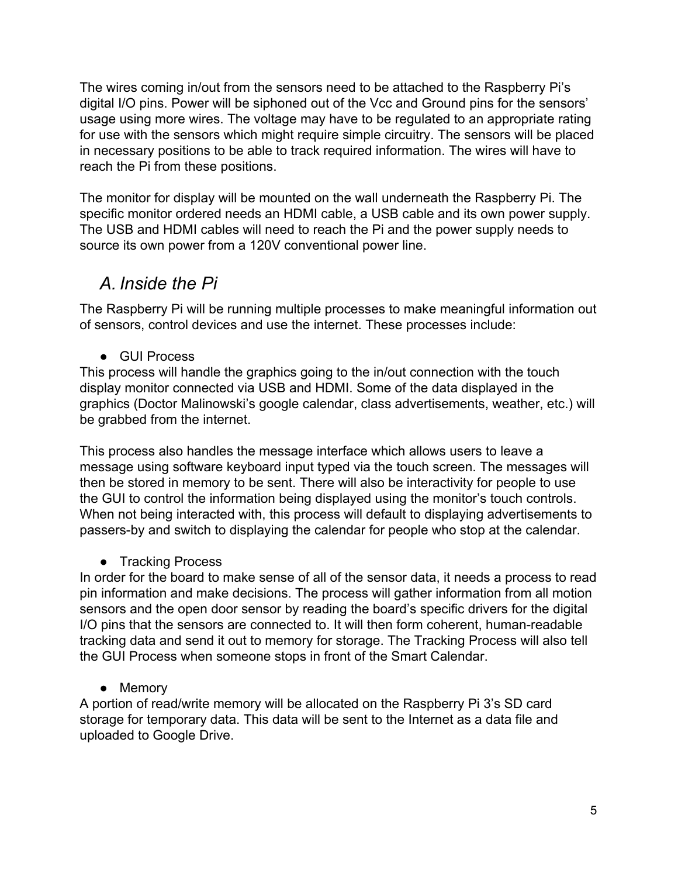The wires coming in/out from the sensors need to be attached to the Raspberry Pi's digital I/O pins. Power will be siphoned out of the Vcc and Ground pins for the sensors' usage using more wires. The voltage may have to be regulated to an appropriate rating for use with the sensors which might require simple circuitry. The sensors will be placed in necessary positions to be able to track required information. The wires will have to reach the Pi from these positions.

The monitor for display will be mounted on the wall underneath the Raspberry Pi. The specific monitor ordered needs an HDMI cable, a USB cable and its own power supply. The USB and HDMI cables will need to reach the Pi and the power supply needs to source its own power from a 120V conventional power line.

## *A. Inside the Pi*

The Raspberry Pi will be running multiple processes to make meaningful information out of sensors, control devices and use the internet. These processes include:

- GUI Process

This process will handle the graphics going to the in/out connection with the touch display monitor connected via USB and HDMI. Some of the data displayed in the graphics (Doctor Malinowski's google calendar, class advertisements, weather, etc.) will be grabbed from the internet.

This process also handles the message interface which allows users to leave a message using software keyboard input typed via the touch screen. The messages will then be stored in memory to be sent. There will also be interactivity for people to use the GUI to control the information being displayed using the monitor's touch controls. When not being interacted with, this process will default to displaying advertisements to passers-by and switch to displaying the calendar for people who stop at the calendar.

- Tracking Process

In order for the board to make sense of all of the sensor data, it needs a process to read pin information and make decisions. The process will gather information from all motion sensors and the open door sensor by reading the board's specific drivers for the digital I/O pins that the sensors are connected to. It will then form coherent, human-readable tracking data and send it out to memory for storage. The Tracking Process will also tell the GUI Process when someone stops in front of the Smart Calendar.

- Memory

A portion of read/write memory will be allocated on the Raspberry Pi 3's SD card storage for temporary data. This data will be sent to the Internet as a data file and uploaded to Google Drive.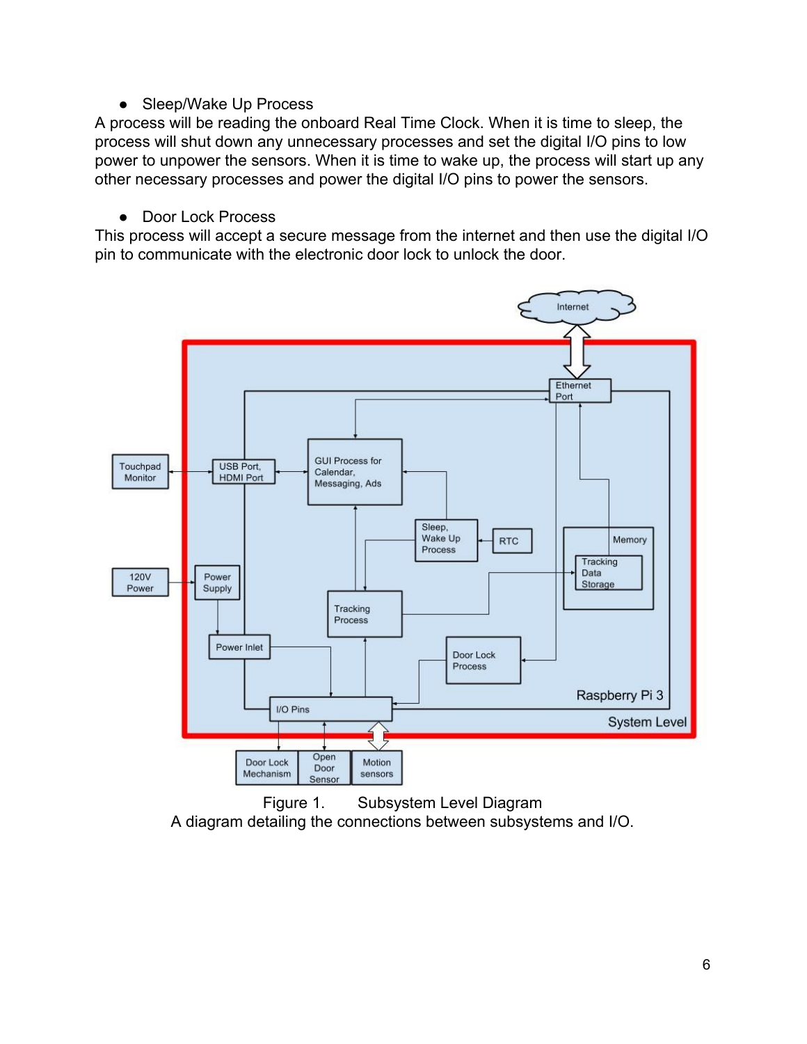- Sleep/Wake Up Process

A process will be reading the onboard Real Time Clock. When it is time to sleep, the process will shut down any unnecessary processes and set the digital I/O pins to low power to unpower the sensors. When it is time to wake up, the process will start up any other necessary processes and power the digital I/O pins to power the sensors.

- Door Lock Process

This process will accept a secure message from the internet and then use the digital I/O pin to communicate with the electronic door lock to unlock the door.

Figure 1. Subsystem Level Diagram
A diagram detailing the connections between subsystems and I/O.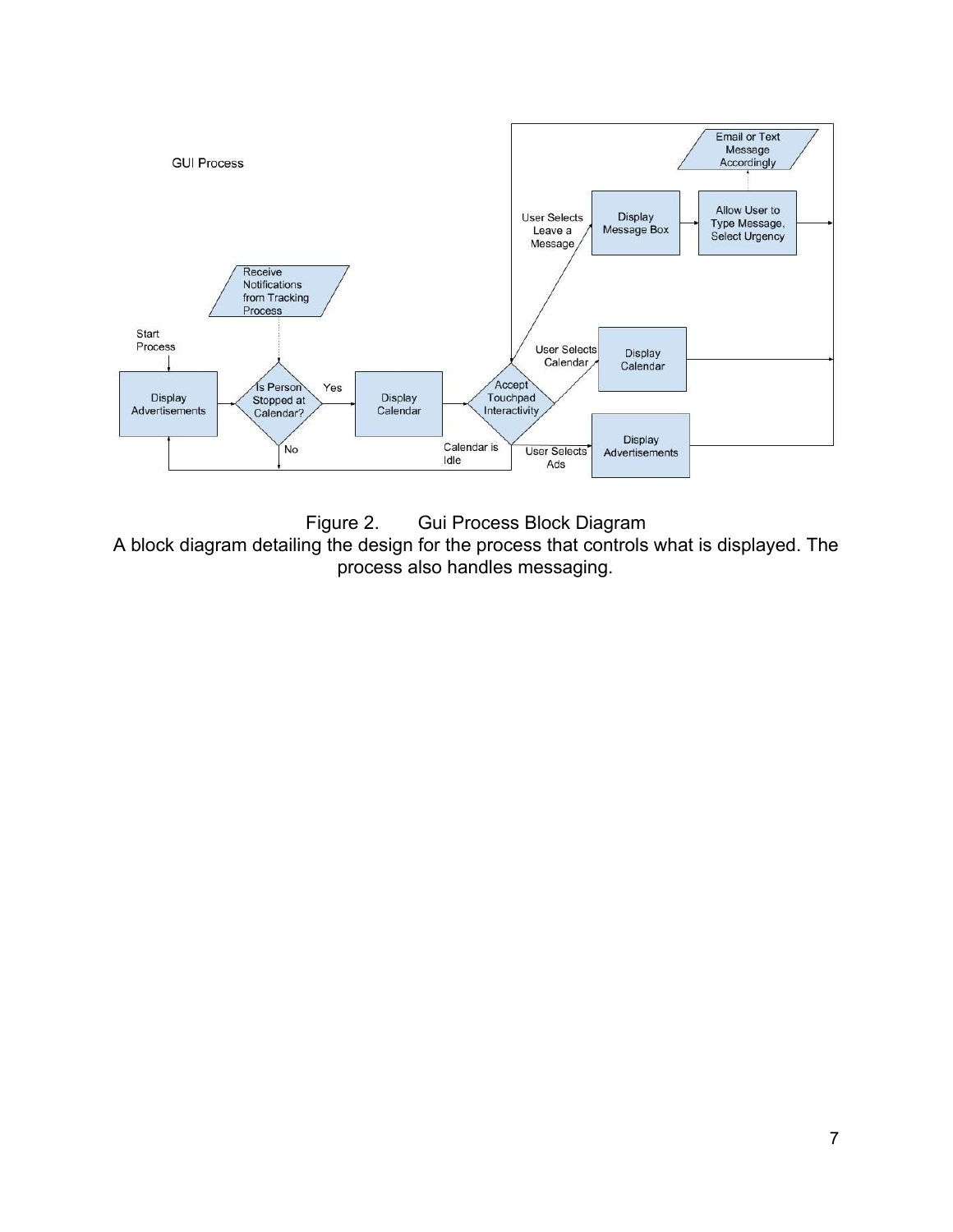Figure 2. Gui Process Block Diagram

A block diagram detailing the design for the process that controls what is displayed. The process also handles messaging.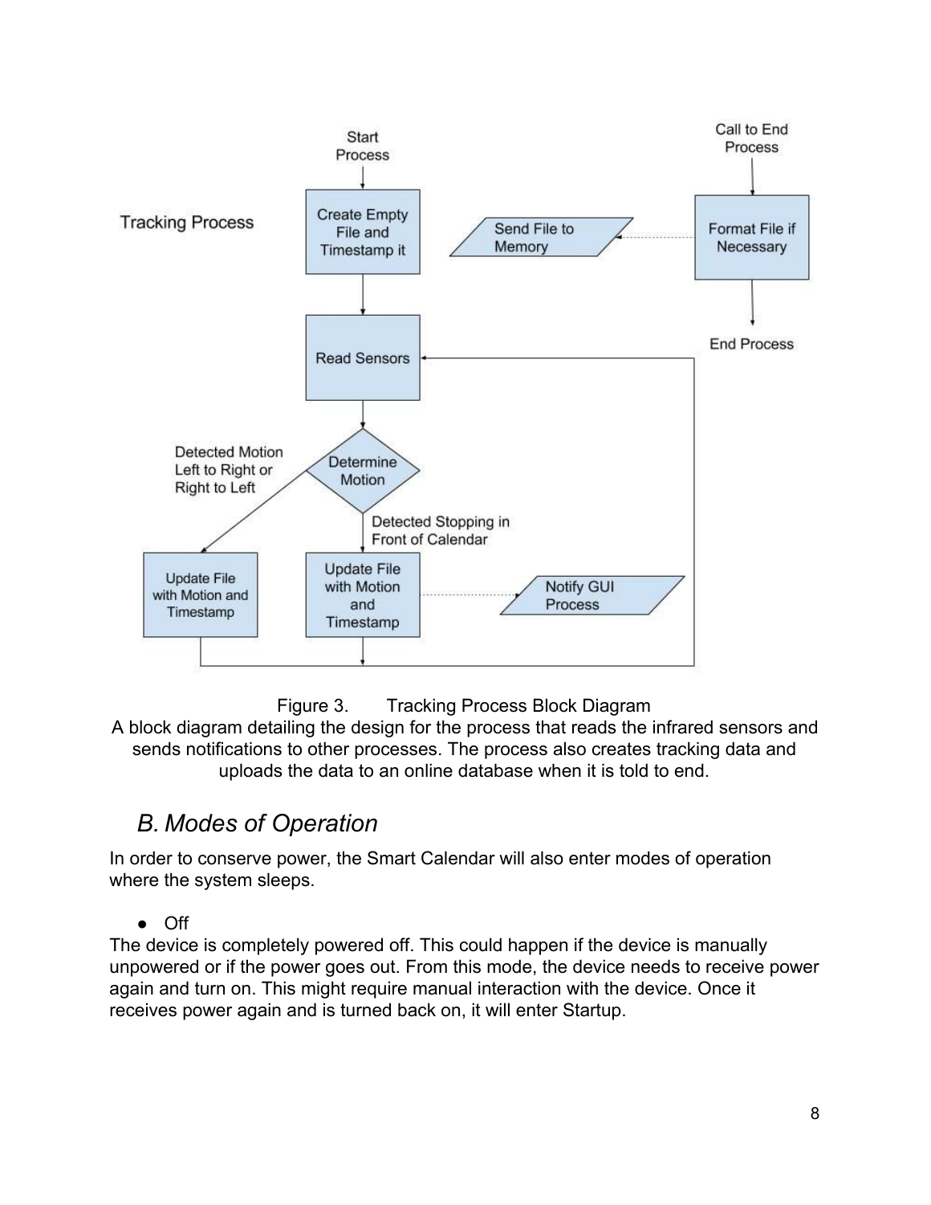Figure 3. Tracking Process Block Diagram
A block diagram detailing the design for the process that reads the infrared sensors and sends notifications to other processes. The process also creates tracking data and uploads the data to an online database when it is told to end.

## *B. Modes of Operation*

In order to conserve power, the Smart Calendar will also enter modes of operation where the system sleeps.

- Off

The device is completely powered off. This could happen if the device is manually unpowered or if the power goes out. From this mode, the device needs to receive power again and turn on. This might require manual interaction with the device. Once it receives power again and is turned back on, it will enter Startup.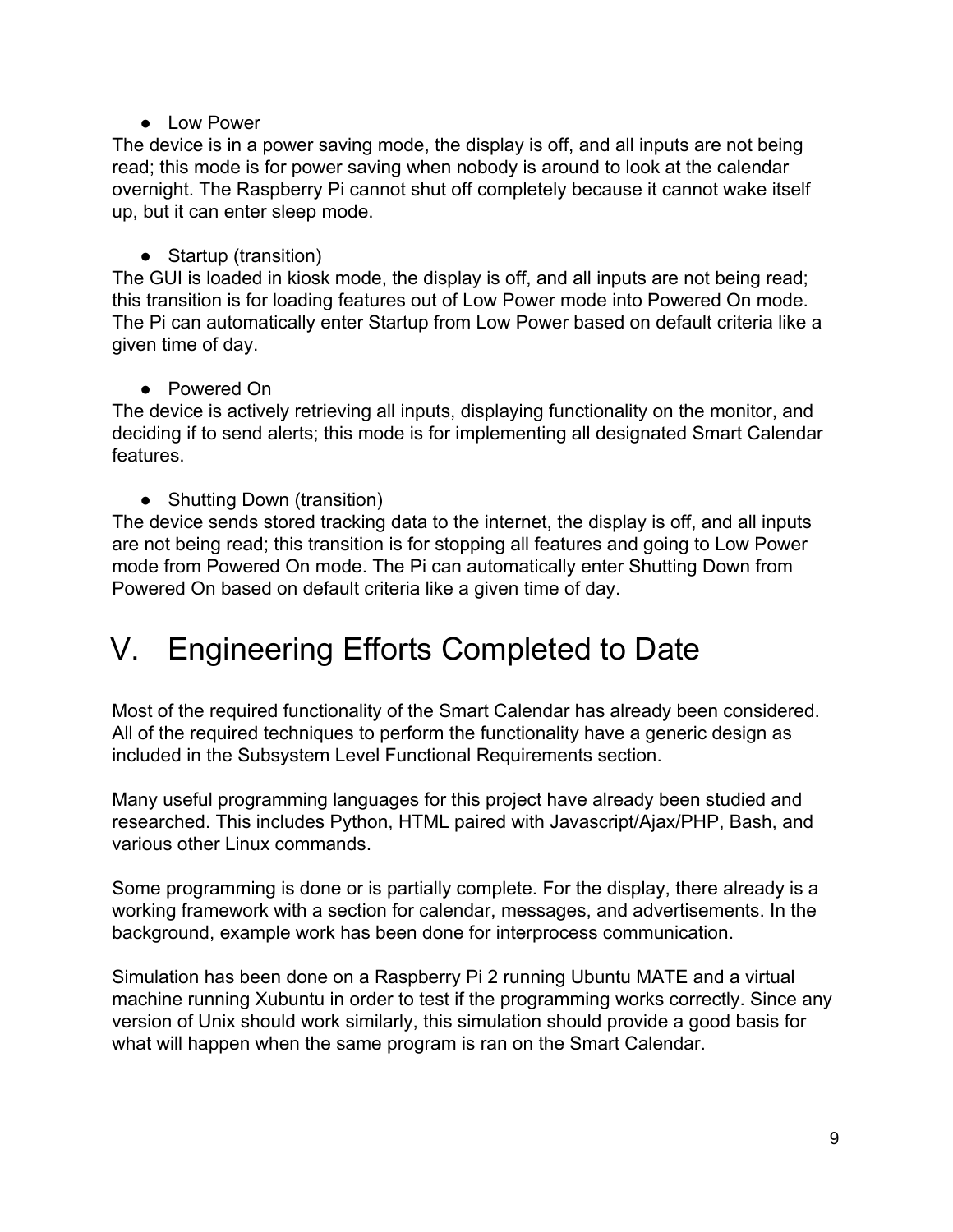- Low Power

The device is in a power saving mode, the display is off, and all inputs are not being read; this mode is for power saving when nobody is around to look at the calendar overnight. The Raspberry Pi cannot shut off completely because it cannot wake itself up, but it can enter sleep mode.

- Startup (transition)

The GUI is loaded in kiosk mode, the display is off, and all inputs are not being read; this transition is for loading features out of Low Power mode into Powered On mode. The Pi can automatically enter Startup from Low Power based on default criteria like a given time of day.

- Powered On

The device is actively retrieving all inputs, displaying functionality on the monitor, and deciding if to send alerts; this mode is for implementing all designated Smart Calendar features.

- Shutting Down (transition)

The device sends stored tracking data to the internet, the display is off, and all inputs are not being read; this transition is for stopping all features and going to Low Power mode from Powered On mode. The Pi can automatically enter Shutting Down from Powered On based on default criteria like a given time of day.

# V. Engineering Efforts Completed to Date

Most of the required functionality of the Smart Calendar has already been considered. All of the required techniques to perform the functionality have a generic design as included in the Subsystem Level Functional Requirements section.

Many useful programming languages for this project have already been studied and researched. This includes Python, HTML paired with Javascript/Ajax/PHP, Bash, and various other Linux commands.

Some programming is done or is partially complete. For the display, there already is a working framework with a section for calendar, messages, and advertisements. In the background, example work has been done for interprocess communication.

Simulation has been done on a Raspberry Pi 2 running Ubuntu MATE and a virtual machine running Xubuntu in order to test if the programming works correctly. Since any version of Unix should work similarly, this simulation should provide a good basis for what will happen when the same program is ran on the Smart Calendar.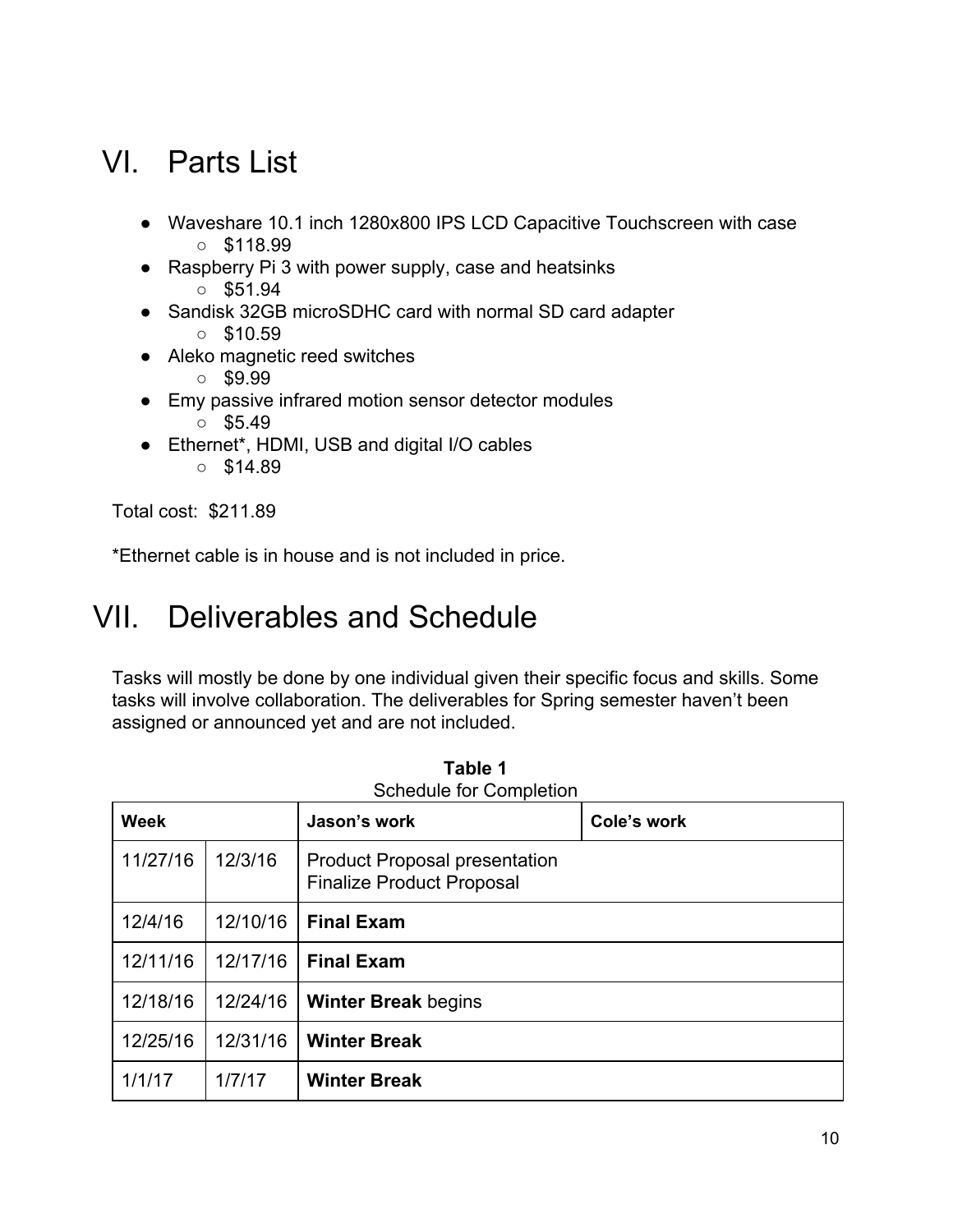# VI. Parts List

- Waveshare 10.1 inch 1280x800 IPS LCD Capacitive Touchscreen with case
  - $118.99
- Raspberry Pi 3 with power supply, case and heatsinks
  - $51.94
- Sandisk 32GB microSDHC card with normal SD card adapter
  - $10.59
- Aleko magnetic reed switches
  - $9.99
- Emy passive infrared motion sensor detector modules
  - $5.49
- Ethernet*, HDMI, USB and digital I/O cables
  - $14.89

Total cost: $211.89

*Ethernet cable is in house and is not included in price.

# VII. Deliverables and Schedule

Tasks will mostly be done by one individual given their specific focus and skills. Some tasks will involve collaboration. The deliverables for Spring semester haven't been assigned or announced yet and are not included.

**Table 1**
Schedule for Completion

| **Week** | | **Jason's work** | **Cole's work** |
|---|---|---|---|
| 11/27/16 | 12/3/16 | Product Proposal presentation<br>Finalize Product Proposal | |
| 12/4/16 | 12/10/16 | **Final Exam** | |
| 12/11/16 | 12/17/16 | **Final Exam** | |
| 12/18/16 | 12/24/16 | **Winter Break** begins | |
| 12/25/16 | 12/31/16 | **Winter Break** | |
| 1/1/17 | 1/7/17 | **Winter Break** | |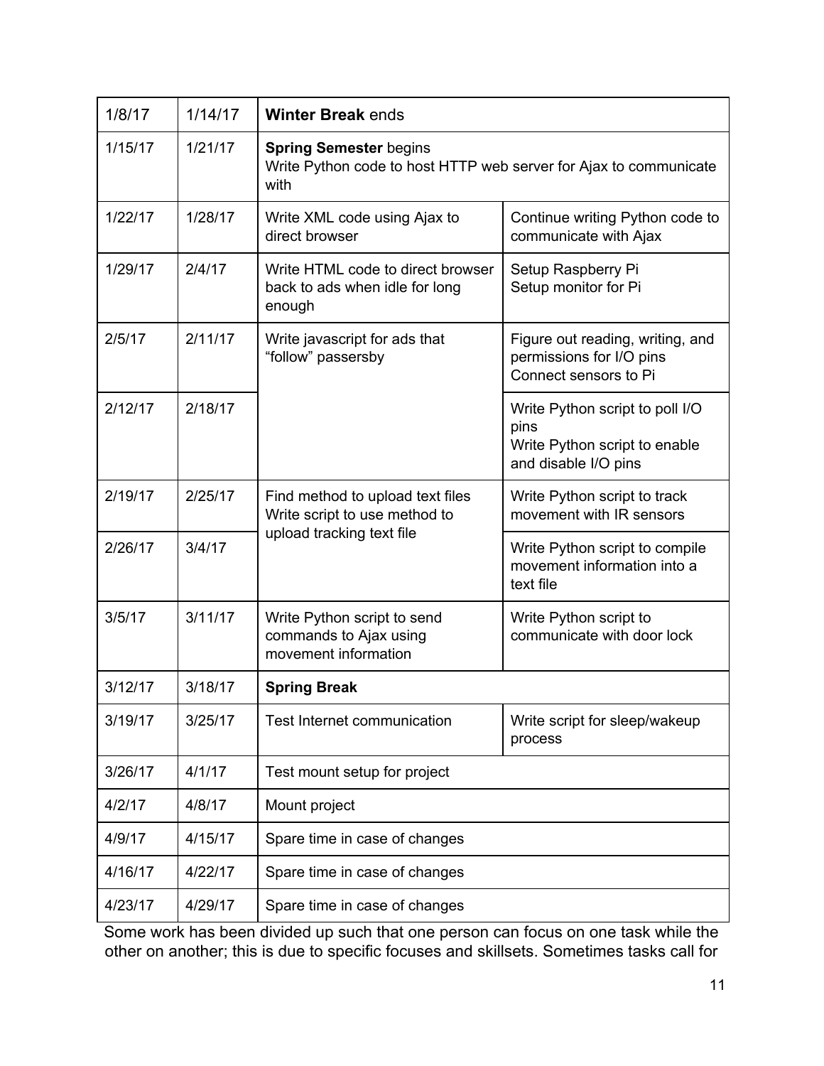| | | | |
|---|---|---|---|
| 1/8/17 | 1/14/17 | **Winter Break** ends | |
| 1/15/17 | 1/21/17 | **Spring Semester** begins<br>Write Python code to host HTTP web server for Ajax to communicate with | |
| 1/22/17 | 1/28/17 | Write XML code using Ajax to direct browser | Continue writing Python code to communicate with Ajax |
| 1/29/17 | 2/4/17 | Write HTML code to direct browser back to ads when idle for long enough | Setup Raspberry Pi<br>Setup monitor for Pi |
| 2/5/17 | 2/11/17 | Write javascript for ads that "follow" passersby | Figure out reading, writing, and permissions for I/O pins<br>Connect sensors to Pi |
| 2/12/17 | 2/18/17 | | Write Python script to poll I/O pins<br>Write Python script to enable and disable I/O pins |
| 2/19/17 | 2/25/17 | Find method to upload text files<br>Write script to use method to upload tracking text file | Write Python script to track movement with IR sensors |
| 2/26/17 | 3/4/17 | | Write Python script to compile movement information into a text file |
| 3/5/17 | 3/11/17 | Write Python script to send commands to Ajax using movement information | Write Python script to communicate with door lock |
| 3/12/17 | 3/18/17 | **Spring Break** | |
| 3/19/17 | 3/25/17 | Test Internet communication | Write script for sleep/wakeup process |
| 3/26/17 | 4/1/17 | Test mount setup for project | |
| 4/2/17 | 4/8/17 | Mount project | |
| 4/9/17 | 4/15/17 | Spare time in case of changes | |
| 4/16/17 | 4/22/17 | Spare time in case of changes | |
| 4/23/17 | 4/29/17 | Spare time in case of changes | |

Some work has been divided up such that one person can focus on one task while the other on another; this is due to specific focuses and skillsets. Sometimes tasks call for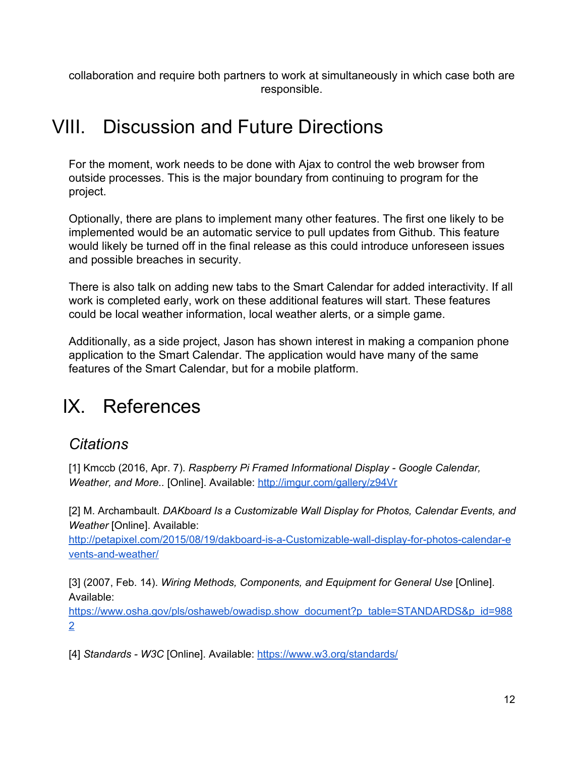collaboration and require both partners to work at simultaneously in which case both are responsible.

# VIII. Discussion and Future Directions

For the moment, work needs to be done with Ajax to control the web browser from outside processes. This is the major boundary from continuing to program for the project.

Optionally, there are plans to implement many other features. The first one likely to be implemented would be an automatic service to pull updates from Github. This feature would likely be turned off in the final release as this could introduce unforeseen issues and possible breaches in security.

There is also talk on adding new tabs to the Smart Calendar for added interactivity. If all work is completed early, work on these additional features will start. These features could be local weather information, local weather alerts, or a simple game.

Additionally, as a side project, Jason has shown interest in making a companion phone application to the Smart Calendar. The application would have many of the same features of the Smart Calendar, but for a mobile platform.

# IX. References

## *Citations*

[1] Kmccb (2016, Apr. 7). *Raspberry Pi Framed Informational Display - Google Calendar, Weather, and More..* [Online]. Available: http://imgur.com/gallery/z94Vr

[2] M. Archambault. *DAKboard Is a Customizable Wall Display for Photos, Calendar Events, and Weather* [Online]. Available: http://petapixel.com/2015/08/19/dakboard-is-a-Customizable-wall-display-for-photos-calendar-events-and-weather/

[3] (2007, Feb. 14). *Wiring Methods, Components, and Equipment for General Use* [Online]. Available: https://www.osha.gov/pls/oshaweb/owadisp.show_document?p_table=STANDARDS&p_id=9882

[4] *Standards - W3C* [Online]. Available: https://www.w3.org/standards/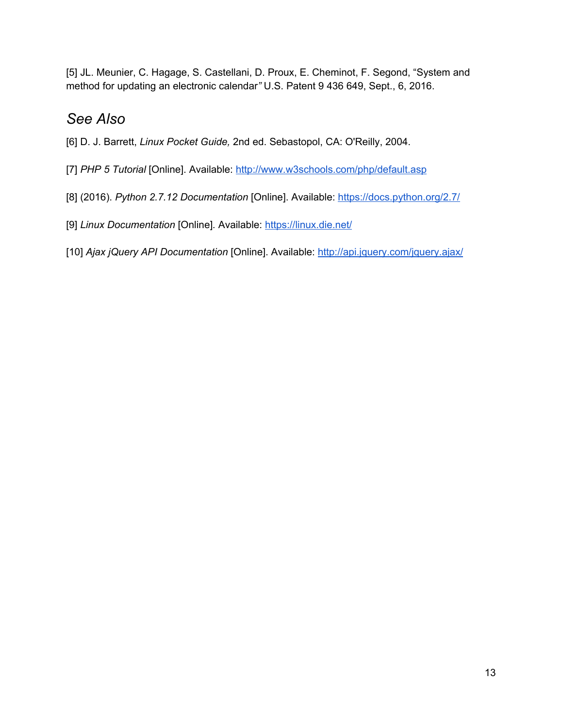[5] JL. Meunier, C. Hagage, S. Castellani, D. Proux, E. Cheminot, F. Segond, “System and method for updating an electronic calendar” U.S. Patent 9 436 649, Sept., 6, 2016.

## *See Also*

[6] D. J. Barrett, *Linux Pocket Guide,* 2nd ed. Sebastopol, CA: O'Reilly, 2004.

[7] *PHP 5 Tutorial* [Online]. Available: http://www.w3schools.com/php/default.asp

[8] (2016). *Python 2.7.12 Documentation* [Online]. Available: https://docs.python.org/2.7/

[9] *Linux Documentation* [Online]. Available: https://linux.die.net/

[10] *Ajax jQuery API Documentation* [Online]. Available: http://api.jquery.com/jquery.ajax/